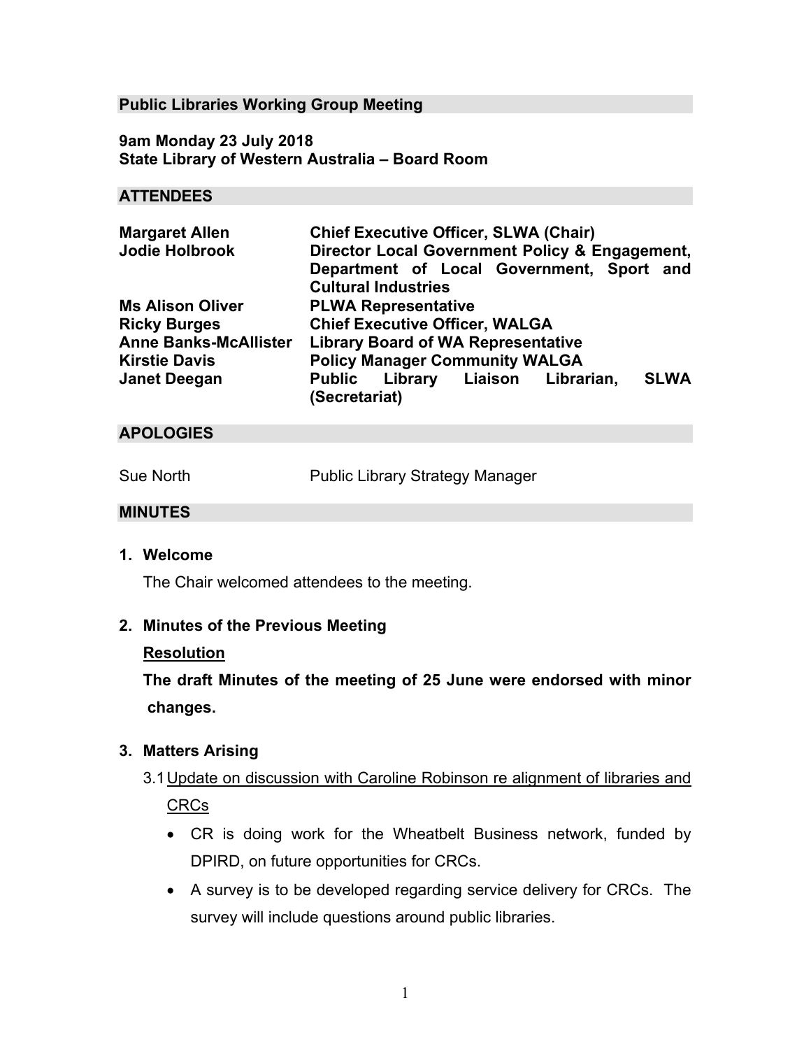## Public Libraries Working Group Meeting

**9am Monday 23 July 2018**
**State Library of Western Australia – Board Room**

## ATTENDEES

| | |
|---|---|
| **Margaret Allen** | **Chief Executive Officer, SLWA (Chair)** |
| **Jodie Holbrook** | **Director Local Government Policy & Engagement, Department of Local Government, Sport and Cultural Industries** |
| **Ms Alison Oliver** | **PLWA Representative** |
| **Ricky Burges** | **Chief Executive Officer, WALGA** |
| **Anne Banks-McAllister** | **Library Board of WA Representative** |
| **Kirstie Davis** | **Policy Manager Community WALGA** |
| **Janet Deegan** | **Public Library Liaison Librarian, SLWA (Secretariat)** |

## APOLOGIES

| | |
|---|---|
| Sue North | Public Library Strategy Manager |

## MINUTES

**1. Welcome**

The Chair welcomed attendees to the meeting.

**2. Minutes of the Previous Meeting**

**Resolution**

**The draft Minutes of the meeting of 25 June were endorsed with minor changes.**

**3. Matters Arising**

3.1 Update on discussion with Caroline Robinson re alignment of libraries and CRCs

- CR is doing work for the Wheatbelt Business network, funded by DPIRD, on future opportunities for CRCs.
- A survey is to be developed regarding service delivery for CRCs. The survey will include questions around public libraries.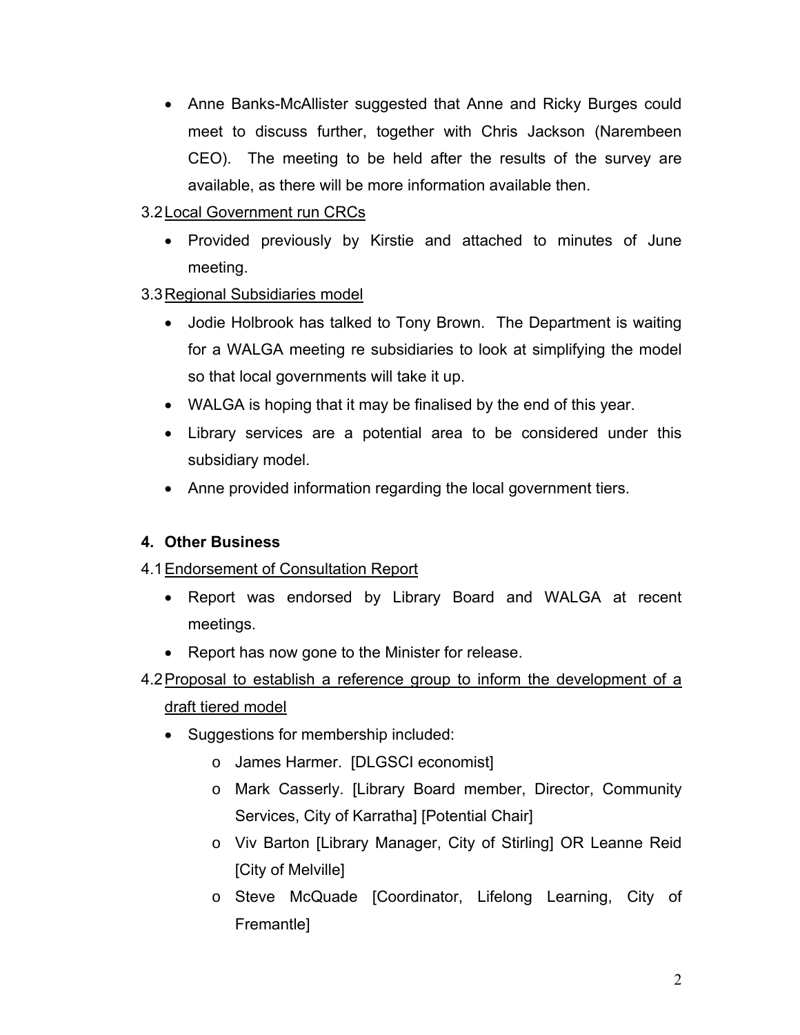- Anne Banks-McAllister suggested that Anne and Ricky Burges could meet to discuss further, together with Chris Jackson (Narembeen CEO). The meeting to be held after the results of the survey are available, as there will be more information available then.

3.2 Local Government run CRCs

- Provided previously by Kirstie and attached to minutes of June meeting.

3.3 Regional Subsidiaries model

- Jodie Holbrook has talked to Tony Brown. The Department is waiting for a WALGA meeting re subsidiaries to look at simplifying the model so that local governments will take it up.
- WALGA is hoping that it may be finalised by the end of this year.
- Library services are a potential area to be considered under this subsidiary model.
- Anne provided information regarding the local government tiers.

**4. Other Business**

4.1 Endorsement of Consultation Report

- Report was endorsed by Library Board and WALGA at recent meetings.
- Report has now gone to the Minister for release.

4.2 Proposal to establish a reference group to inform the development of a draft tiered model

- Suggestions for membership included:
  - James Harmer. [DLGSCI economist]
  - Mark Casserly. [Library Board member, Director, Community Services, City of Karratha] [Potential Chair]
  - Viv Barton [Library Manager, City of Stirling] OR Leanne Reid [City of Melville]
  - Steve McQuade [Coordinator, Lifelong Learning, City of Fremantle]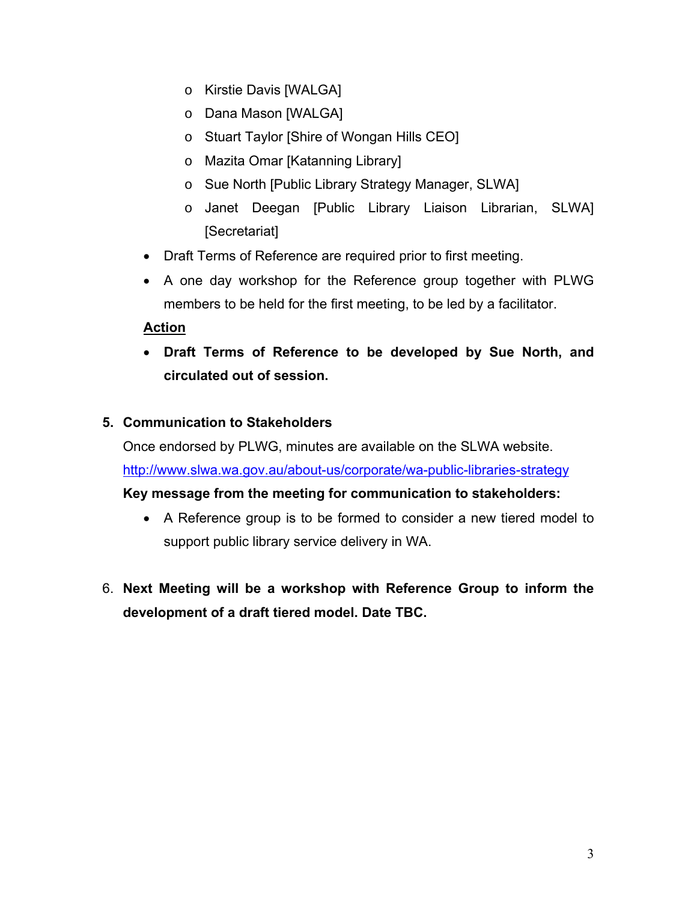- Kirstie Davis [WALGA]
  - Dana Mason [WALGA]
  - Stuart Taylor [Shire of Wongan Hills CEO]
  - Mazita Omar [Katanning Library]
  - Sue North [Public Library Strategy Manager, SLWA]
  - Janet Deegan [Public Library Liaison Librarian, SLWA] [Secretariat]
- Draft Terms of Reference are required prior to first meeting.
- A one day workshop for the Reference group together with PLWG members to be held for the first meeting, to be led by a facilitator.

**Action**

- **Draft Terms of Reference to be developed by Sue North, and circulated out of session.**

5. **Communication to Stakeholders**

   Once endorsed by PLWG, minutes are available on the SLWA website.
   http://www.slwa.wa.gov.au/about-us/corporate/wa-public-libraries-strategy

   **Key message from the meeting for communication to stakeholders:**

   - A Reference group is to be formed to consider a new tiered model to support public library service delivery in WA.

6. **Next Meeting will be a workshop with Reference Group to inform the development of a draft tiered model. Date TBC.**